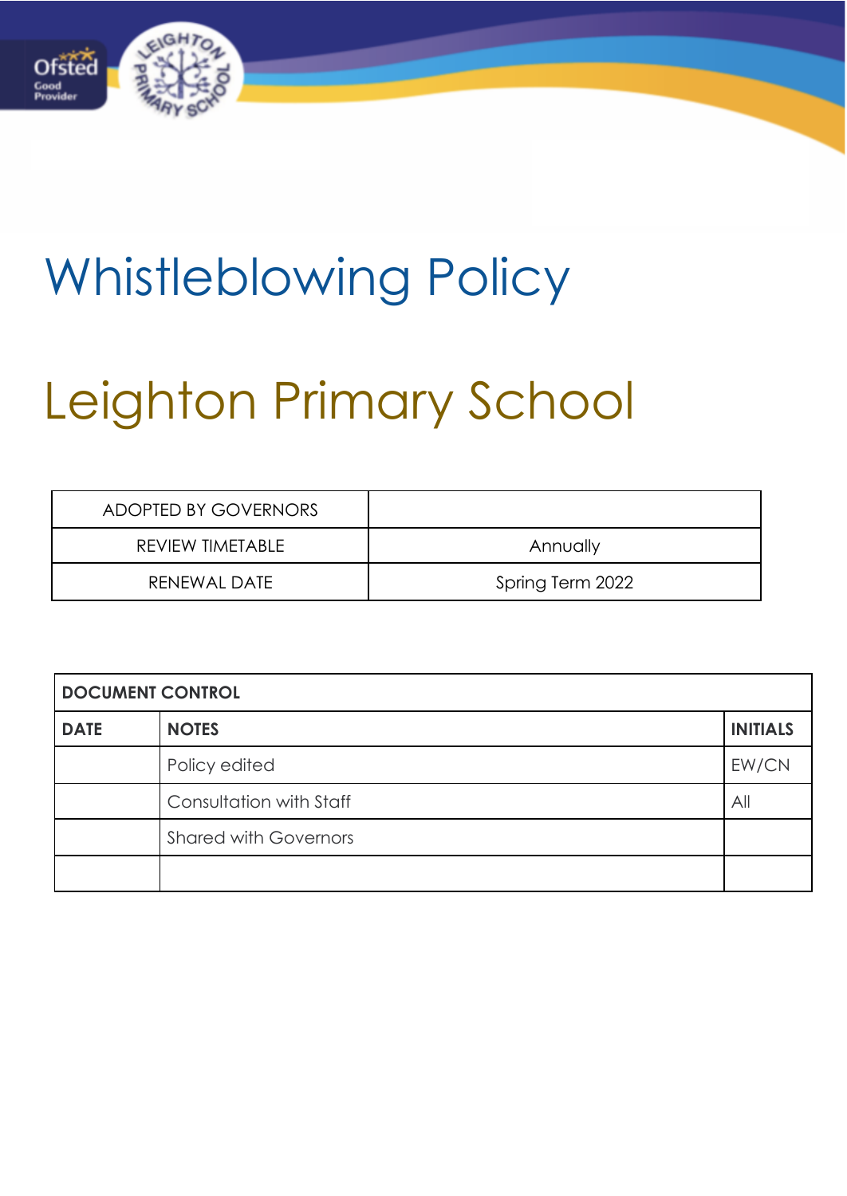# Whistleblowing Policy

# Leighton Primary School

| ADOPTED BY GOVERNORS | |
|---|---|
| REVIEW TIMETABLE | Annually |
| RENEWAL DATE | Spring Term 2022 |

| DOCUMENT CONTROL | | |
|---|---|---|
| **DATE** | **NOTES** | **INITIALS** |
| | Policy edited | EW/CN |
| | Consultation with Staff | All |
| | Shared with Governors | |
| | | |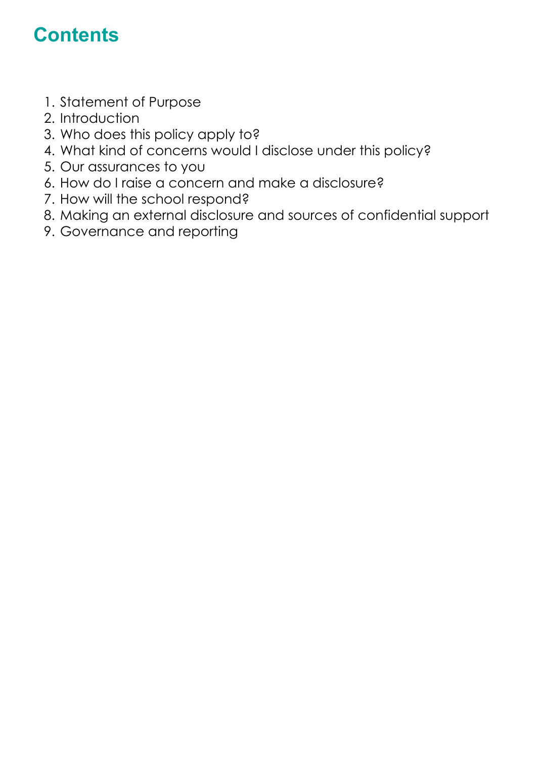## Contents

1. Statement of Purpose
2. Introduction
3. Who does this policy apply to?
4. What kind of concerns would I disclose under this policy?
5. Our assurances to you
6. How do I raise a concern and make a disclosure?
7. How will the school respond?
8. Making an external disclosure and sources of confidential support
9. Governance and reporting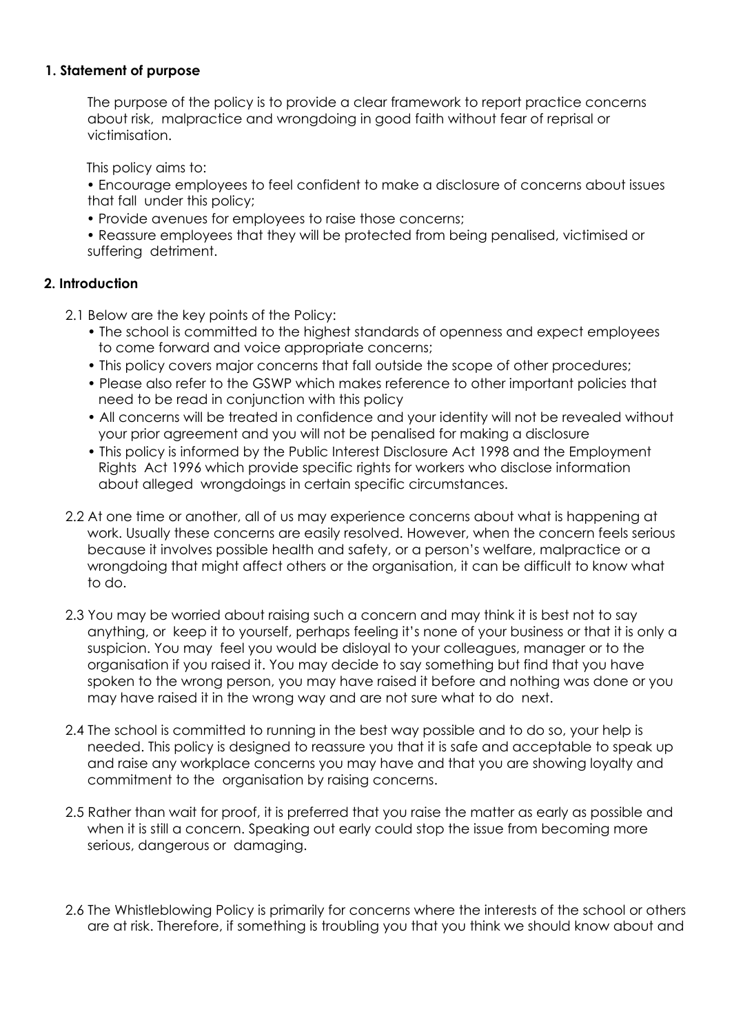## 1. Statement of purpose

The purpose of the policy is to provide a clear framework to report practice concerns about risk, malpractice and wrongdoing in good faith without fear of reprisal or victimisation.

This policy aims to:

- Encourage employees to feel confident to make a disclosure of concerns about issues that fall under this policy;
- Provide avenues for employees to raise those concerns;
- Reassure employees that they will be protected from being penalised, victimised or suffering detriment.

## 2. Introduction

2.1 Below are the key points of the Policy:

- The school is committed to the highest standards of openness and expect employees to come forward and voice appropriate concerns;
- This policy covers major concerns that fall outside the scope of other procedures;
- Please also refer to the GSWP which makes reference to other important policies that need to be read in conjunction with this policy
- All concerns will be treated in confidence and your identity will not be revealed without your prior agreement and you will not be penalised for making a disclosure
- This policy is informed by the Public Interest Disclosure Act 1998 and the Employment Rights Act 1996 which provide specific rights for workers who disclose information about alleged wrongdoings in certain specific circumstances.

2.2 At one time or another, all of us may experience concerns about what is happening at work. Usually these concerns are easily resolved. However, when the concern feels serious because it involves possible health and safety, or a person's welfare, malpractice or a wrongdoing that might affect others or the organisation, it can be difficult to know what to do.

2.3 You may be worried about raising such a concern and may think it is best not to say anything, or keep it to yourself, perhaps feeling it's none of your business or that it is only a suspicion. You may feel you would be disloyal to your colleagues, manager or to the organisation if you raised it. You may decide to say something but find that you have spoken to the wrong person, you may have raised it before and nothing was done or you may have raised it in the wrong way and are not sure what to do next.

2.4 The school is committed to running in the best way possible and to do so, your help is needed. This policy is designed to reassure you that it is safe and acceptable to speak up and raise any workplace concerns you may have and that you are showing loyalty and commitment to the organisation by raising concerns.

2.5 Rather than wait for proof, it is preferred that you raise the matter as early as possible and when it is still a concern. Speaking out early could stop the issue from becoming more serious, dangerous or damaging.

2.6 The Whistleblowing Policy is primarily for concerns where the interests of the school or others are at risk. Therefore, if something is troubling you that you think we should know about and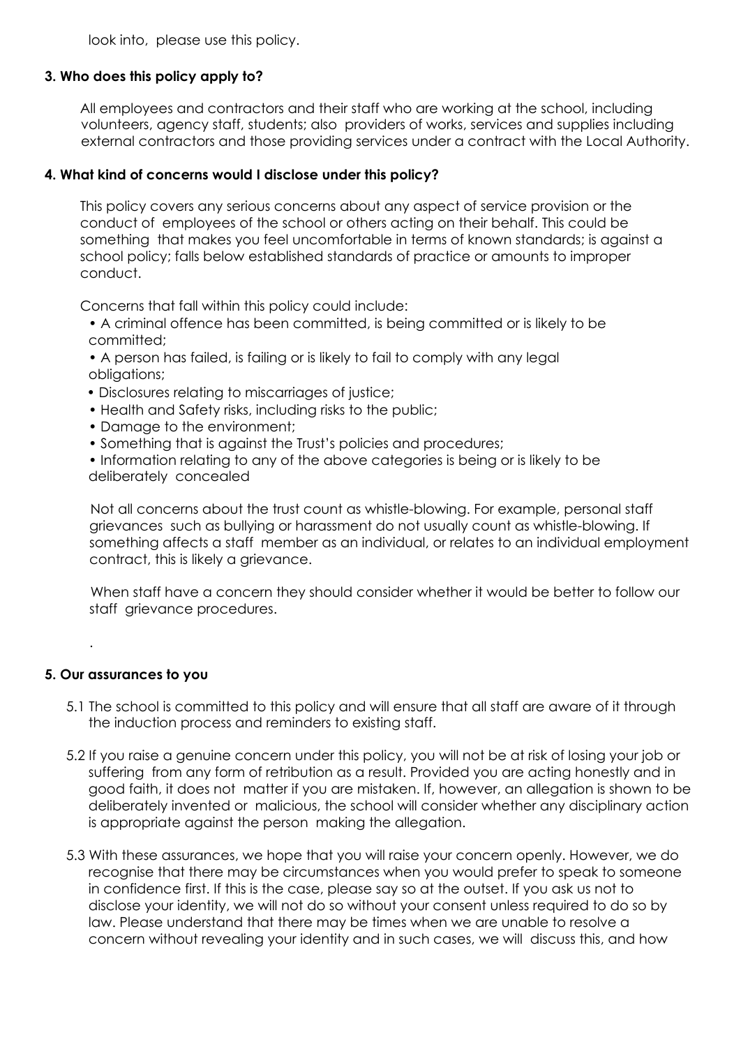look into, please use this policy.

### 3. Who does this policy apply to?

All employees and contractors and their staff who are working at the school, including volunteers, agency staff, students; also providers of works, services and supplies including external contractors and those providing services under a contract with the Local Authority.

### 4. What kind of concerns would I disclose under this policy?

This policy covers any serious concerns about any aspect of service provision or the conduct of employees of the school or others acting on their behalf. This could be something that makes you feel uncomfortable in terms of known standards; is against a school policy; falls below established standards of practice or amounts to improper conduct.

Concerns that fall within this policy could include:

- A criminal offence has been committed, is being committed or is likely to be committed;
- A person has failed, is failing or is likely to fail to comply with any legal obligations;
- Disclosures relating to miscarriages of justice;
- Health and Safety risks, including risks to the public;
- Damage to the environment;
- Something that is against the Trust's policies and procedures;
- Information relating to any of the above categories is being or is likely to be deliberately concealed

Not all concerns about the trust count as whistle-blowing. For example, personal staff grievances such as bullying or harassment do not usually count as whistle-blowing. If something affects a staff member as an individual, or relates to an individual employment contract, this is likely a grievance.

When staff have a concern they should consider whether it would be better to follow our staff grievance procedures.

.

### 5. Our assurances to you

5.1 The school is committed to this policy and will ensure that all staff are aware of it through the induction process and reminders to existing staff.

5.2 If you raise a genuine concern under this policy, you will not be at risk of losing your job or suffering from any form of retribution as a result. Provided you are acting honestly and in good faith, it does not matter if you are mistaken. If, however, an allegation is shown to be deliberately invented or malicious, the school will consider whether any disciplinary action is appropriate against the person making the allegation.

5.3 With these assurances, we hope that you will raise your concern openly. However, we do recognise that there may be circumstances when you would prefer to speak to someone in confidence first. If this is the case, please say so at the outset. If you ask us not to disclose your identity, we will not do so without your consent unless required to do so by law. Please understand that there may be times when we are unable to resolve a concern without revealing your identity and in such cases, we will discuss this, and how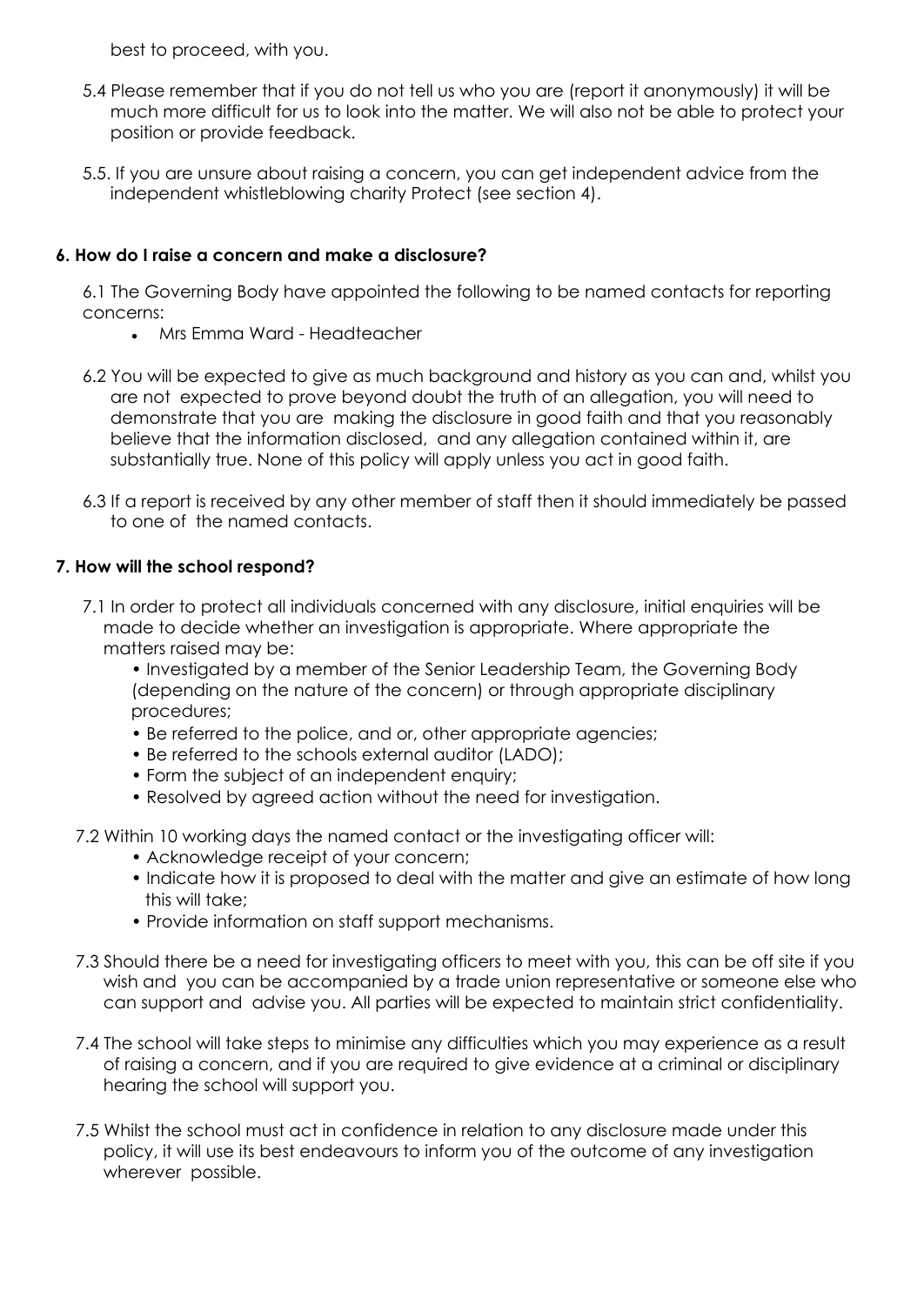best to proceed, with you.

5.4 Please remember that if you do not tell us who you are (report it anonymously) it will be much more difficult for us to look into the matter. We will also not be able to protect your position or provide feedback.

5.5. If you are unsure about raising a concern, you can get independent advice from the independent whistleblowing charity Protect (see section 4).

**6. How do I raise a concern and make a disclosure?**

6.1 The Governing Body have appointed the following to be named contacts for reporting concerns:

- Mrs Emma Ward - Headteacher

6.2 You will be expected to give as much background and history as you can and, whilst you are not expected to prove beyond doubt the truth of an allegation, you will need to demonstrate that you are making the disclosure in good faith and that you reasonably believe that the information disclosed, and any allegation contained within it, are substantially true. None of this policy will apply unless you act in good faith.

6.3 If a report is received by any other member of staff then it should immediately be passed to one of the named contacts.

**7. How will the school respond?**

7.1 In order to protect all individuals concerned with any disclosure, initial enquiries will be made to decide whether an investigation is appropriate. Where appropriate the matters raised may be:

- Investigated by a member of the Senior Leadership Team, the Governing Body (depending on the nature of the concern) or through appropriate disciplinary procedures;
- Be referred to the police, and or, other appropriate agencies;
- Be referred to the schools external auditor (LADO);
- Form the subject of an independent enquiry;
- Resolved by agreed action without the need for investigation.

7.2 Within 10 working days the named contact or the investigating officer will:

- Acknowledge receipt of your concern;
- Indicate how it is proposed to deal with the matter and give an estimate of how long this will take;
- Provide information on staff support mechanisms.

7.3 Should there be a need for investigating officers to meet with you, this can be off site if you wish and you can be accompanied by a trade union representative or someone else who can support and advise you. All parties will be expected to maintain strict confidentiality.

7.4 The school will take steps to minimise any difficulties which you may experience as a result of raising a concern, and if you are required to give evidence at a criminal or disciplinary hearing the school will support you.

7.5 Whilst the school must act in confidence in relation to any disclosure made under this policy, it will use its best endeavours to inform you of the outcome of any investigation wherever possible.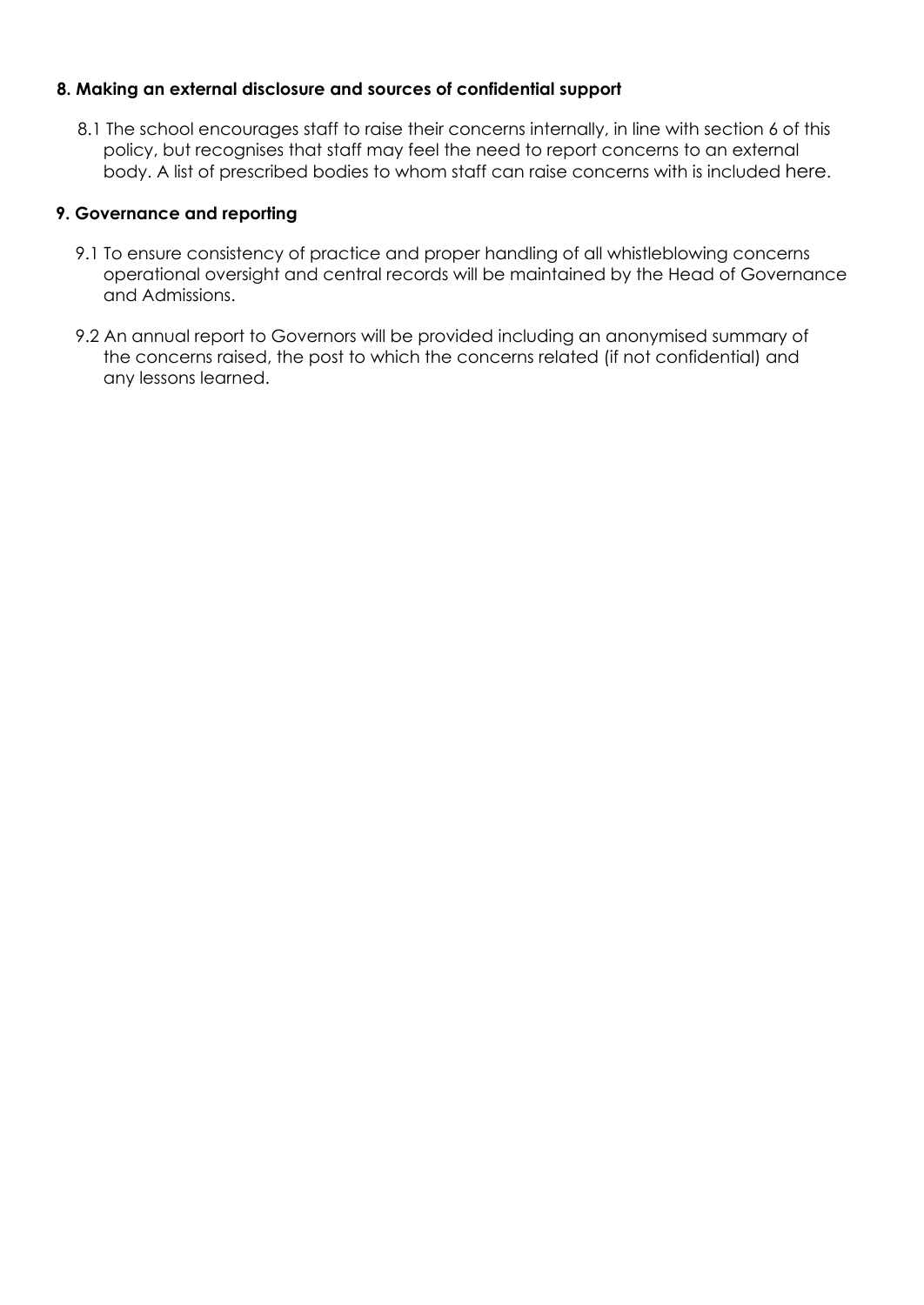### 8. Making an external disclosure and sources of confidential support

8.1 The school encourages staff to raise their concerns internally, in line with section 6 of this policy, but recognises that staff may feel the need to report concerns to an external body. A list of prescribed bodies to whom staff can raise concerns with is included here.

### 9. Governance and reporting

9.1 To ensure consistency of practice and proper handling of all whistleblowing concerns operational oversight and central records will be maintained by the Head of Governance and Admissions.

9.2 An annual report to Governors will be provided including an anonymised summary of the concerns raised, the post to which the concerns related (if not confidential) and any lessons learned.